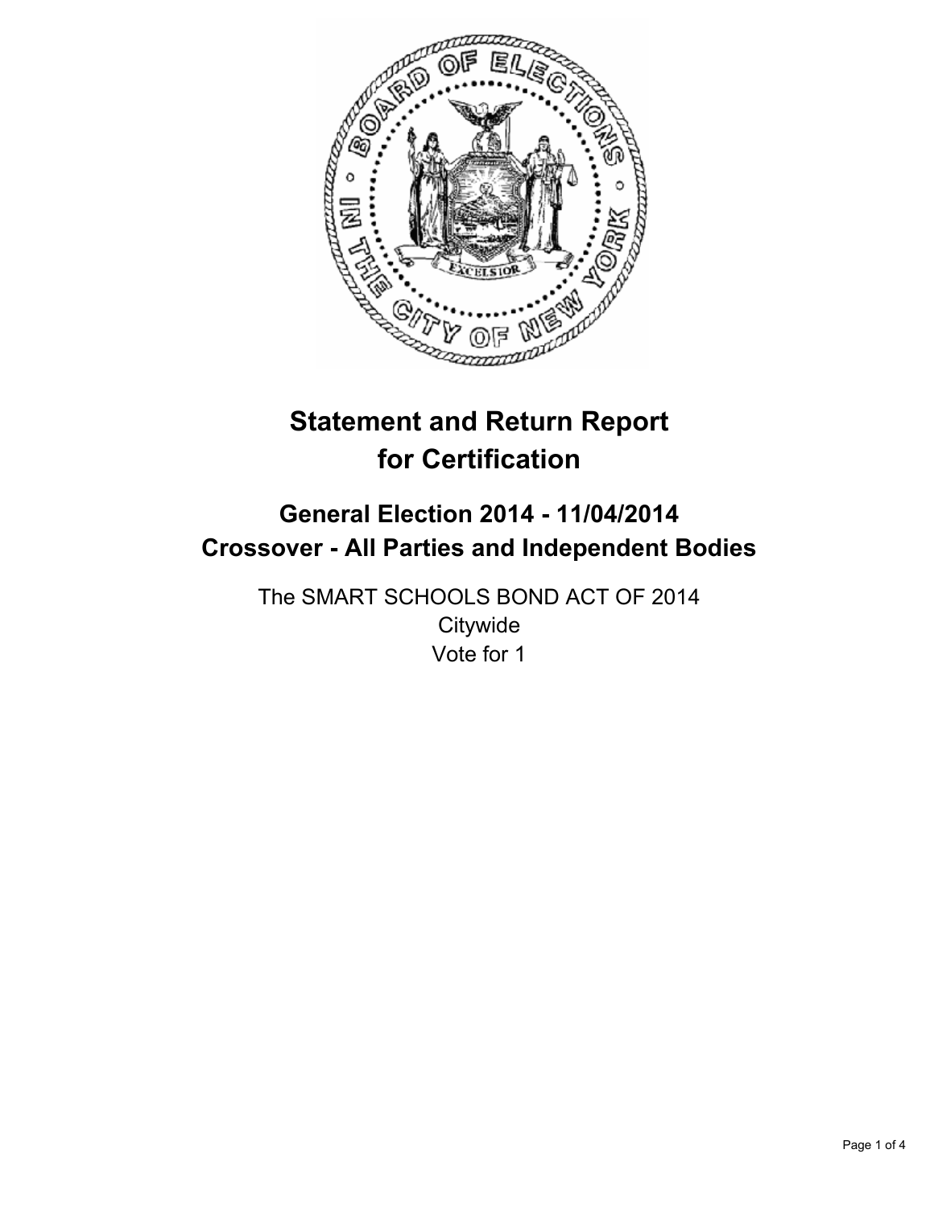# Statement and Return Report for Certification

## General Election 2014 - 11/04/2014
## Crossover - All Parties and Independent Bodies

The SMART SCHOOLS BOND ACT OF 2014
Citywide
Vote for 1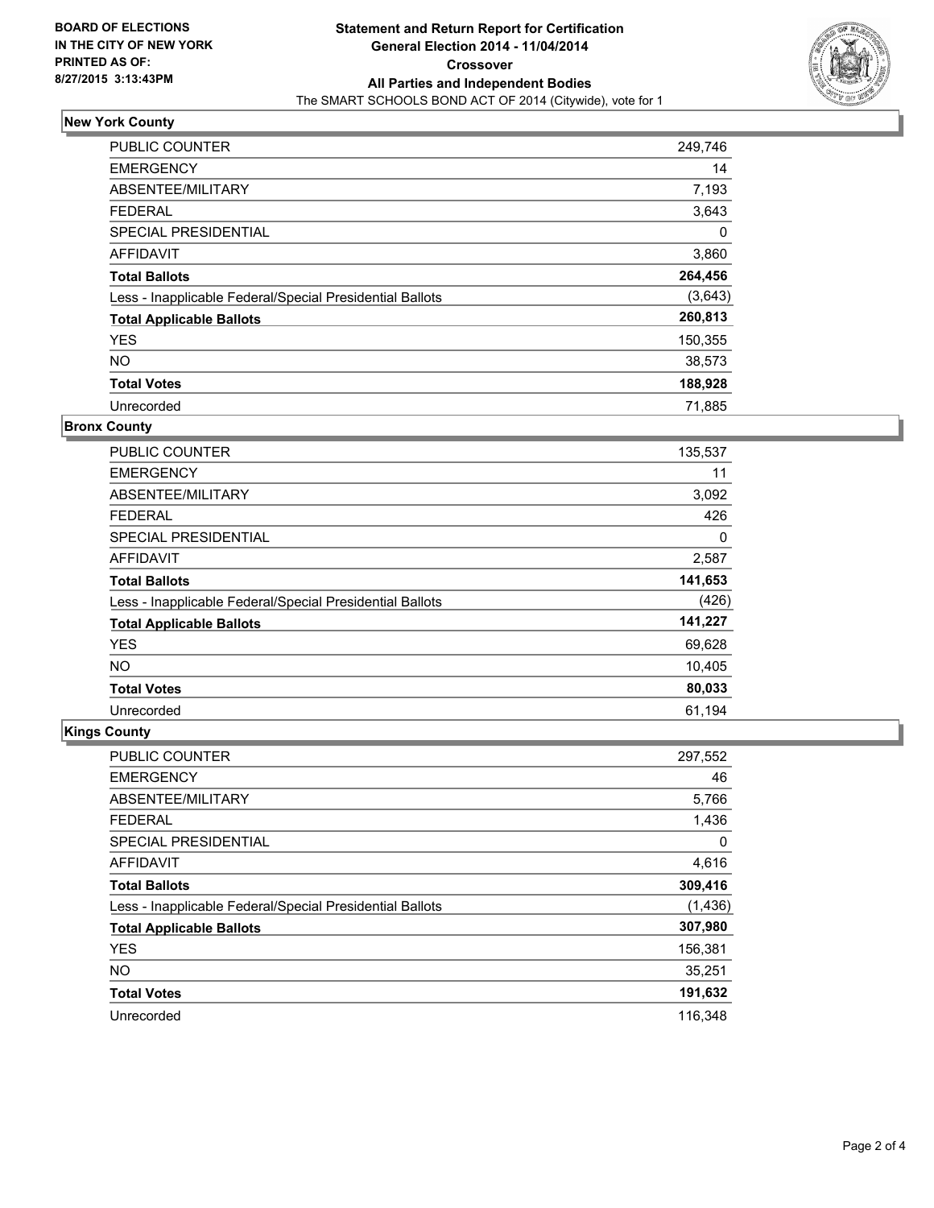**BOARD OF ELECTIONS IN THE CITY OF NEW YORK PRINTED AS OF: 8/27/2015 3:13:43PM**

# Statement and Return Report for Certification
## General Election 2014 - 11/04/2014
## Crossover
## All Parties and Independent Bodies
The SMART SCHOOLS BOND ACT OF 2014 (Citywide), vote for 1

### New York County

| | |
|---|---|
| PUBLIC COUNTER | 249,746 |
| EMERGENCY | 14 |
| ABSENTEE/MILITARY | 7,193 |
| FEDERAL | 3,643 |
| SPECIAL PRESIDENTIAL | 0 |
| AFFIDAVIT | 3,860 |
| **Total Ballots** | **264,456** |
| Less - Inapplicable Federal/Special Presidential Ballots | (3,643) |
| **Total Applicable Ballots** | **260,813** |
| YES | 150,355 |
| NO | 38,573 |
| **Total Votes** | **188,928** |
| Unrecorded | 71,885 |

### Bronx County

| | |
|---|---|
| PUBLIC COUNTER | 135,537 |
| EMERGENCY | 11 |
| ABSENTEE/MILITARY | 3,092 |
| FEDERAL | 426 |
| SPECIAL PRESIDENTIAL | 0 |
| AFFIDAVIT | 2,587 |
| **Total Ballots** | **141,653** |
| Less - Inapplicable Federal/Special Presidential Ballots | (426) |
| **Total Applicable Ballots** | **141,227** |
| YES | 69,628 |
| NO | 10,405 |
| **Total Votes** | **80,033** |
| Unrecorded | 61,194 |

### Kings County

| | |
|---|---|
| PUBLIC COUNTER | 297,552 |
| EMERGENCY | 46 |
| ABSENTEE/MILITARY | 5,766 |
| FEDERAL | 1,436 |
| SPECIAL PRESIDENTIAL | 0 |
| AFFIDAVIT | 4,616 |
| **Total Ballots** | **309,416** |
| Less - Inapplicable Federal/Special Presidential Ballots | (1,436) |
| **Total Applicable Ballots** | **307,980** |
| YES | 156,381 |
| NO | 35,251 |
| **Total Votes** | **191,632** |
| Unrecorded | 116,348 |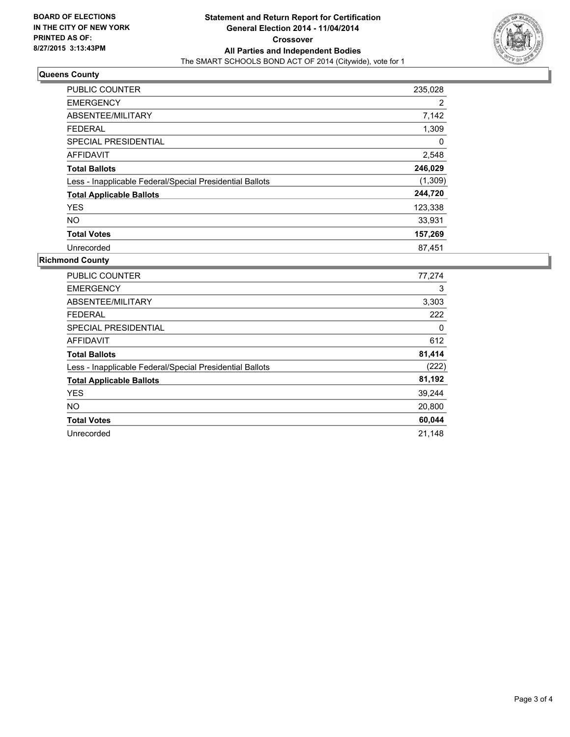**BOARD OF ELECTIONS IN THE CITY OF NEW YORK PRINTED AS OF: 8/27/2015 3:13:43PM**

**Statement and Return Report for Certification**
**General Election 2014 - 11/04/2014**
**Crossover**
**All Parties and Independent Bodies**
The SMART SCHOOLS BOND ACT OF 2014 (Citywide), vote for 1

## Queens County

| | |
|---|---|
| PUBLIC COUNTER | 235,028 |
| EMERGENCY | 2 |
| ABSENTEE/MILITARY | 7,142 |
| FEDERAL | 1,309 |
| SPECIAL PRESIDENTIAL | 0 |
| AFFIDAVIT | 2,548 |
| **Total Ballots** | **246,029** |
| Less - Inapplicable Federal/Special Presidential Ballots | (1,309) |
| **Total Applicable Ballots** | **244,720** |
| YES | 123,338 |
| NO | 33,931 |
| **Total Votes** | **157,269** |
| Unrecorded | 87,451 |

## Richmond County

| | |
|---|---|
| PUBLIC COUNTER | 77,274 |
| EMERGENCY | 3 |
| ABSENTEE/MILITARY | 3,303 |
| FEDERAL | 222 |
| SPECIAL PRESIDENTIAL | 0 |
| AFFIDAVIT | 612 |
| **Total Ballots** | **81,414** |
| Less - Inapplicable Federal/Special Presidential Ballots | (222) |
| **Total Applicable Ballots** | **81,192** |
| YES | 39,244 |
| NO | 20,800 |
| **Total Votes** | **60,044** |
| Unrecorded | 21,148 |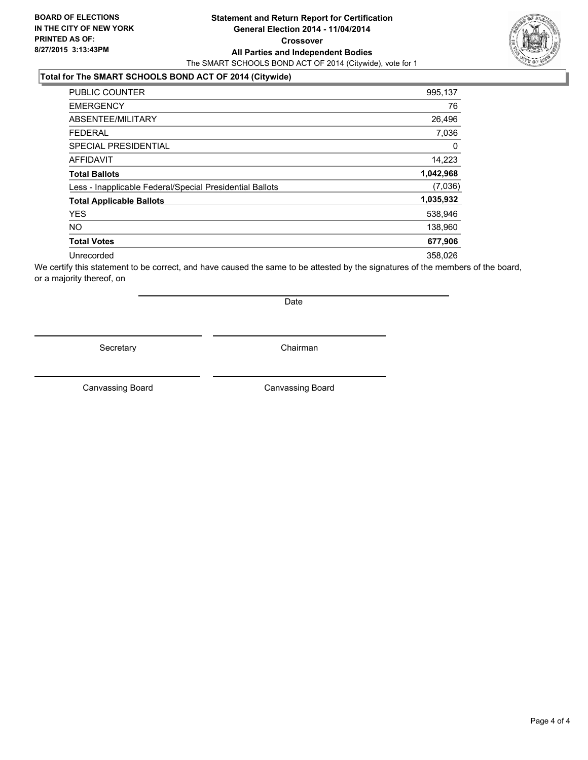**BOARD OF ELECTIONS
IN THE CITY OF NEW YORK
PRINTED AS OF:
8/27/2015 3:13:43PM**

**Statement and Return Report for Certification
General Election 2014 - 11/04/2014
Crossover
All Parties and Independent Bodies**

The SMART SCHOOLS BOND ACT OF 2014 (Citywide), vote for 1

**Total for The SMART SCHOOLS BOND ACT OF 2014 (Citywide)**

| | |
|---|---|
| PUBLIC COUNTER | 995,137 |
| EMERGENCY | 76 |
| ABSENTEE/MILITARY | 26,496 |
| FEDERAL | 7,036 |
| SPECIAL PRESIDENTIAL | 0 |
| AFFIDAVIT | 14,223 |
| **Total Ballots** | **1,042,968** |
| Less - Inapplicable Federal/Special Presidential Ballots | (7,036) |
| **Total Applicable Ballots** | **1,035,932** |
| YES | 538,946 |
| NO | 138,960 |
| **Total Votes** | **677,906** |
| Unrecorded | 358,026 |

We certify this statement to be correct, and have caused the same to be attested by the signatures of the members of the board, or a majority thereof, on

Date

Secretary

Chairman

Canvassing Board

Canvassing Board